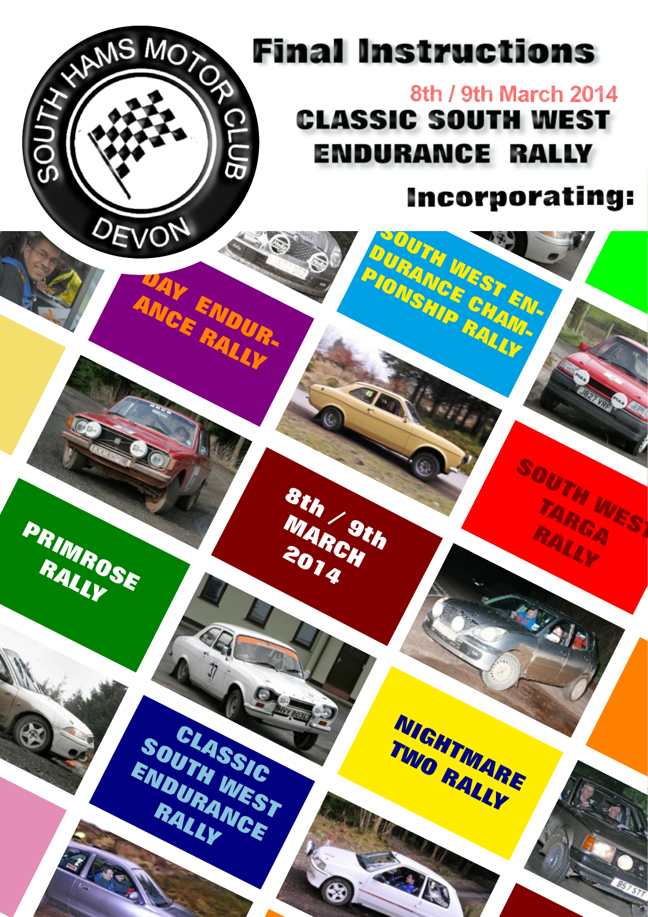SOUTH HAMS MOTOR CLUB

DEVON

# Final Instructions

8th / 9th March 2014

## CLASSIC SOUTH WEST ENDURANCE RALLY

### Incorporating:

DAY ENDURANCE RALLY

SOUTH WEST ENDURANCE CHAMPIONSHIP RALLY

8th / 9th MARCH 2014

SOUTH WEST TARGA RALLY

PRIMROSE RALLY

CLASSIC SOUTH WEST ENDURANCE RALLY

NIGHTMARE TWO RALLY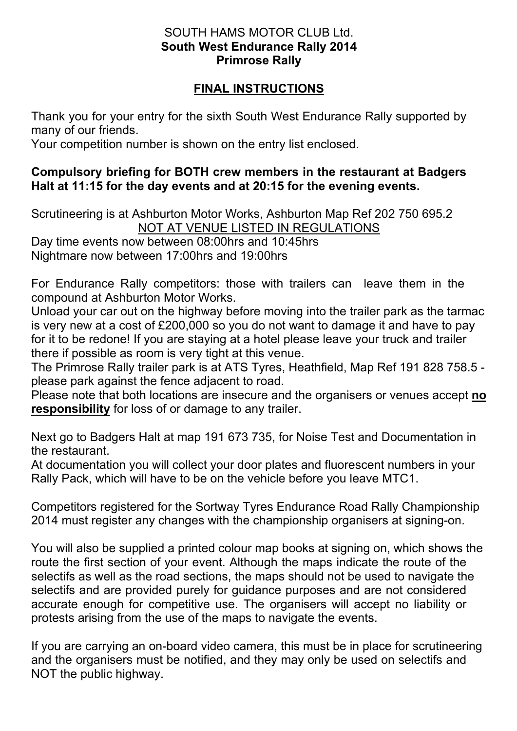SOUTH HAMS MOTOR CLUB Ltd.
**South West Endurance Rally 2014**
**Primrose Rally**

## FINAL INSTRUCTIONS

Thank you for your entry for the sixth South West Endurance Rally supported by many of our friends.
Your competition number is shown on the entry list enclosed.

**Compulsory briefing for BOTH crew members in the restaurant at Badgers Halt at 11:15 for the day events and at 20:15 for the evening events.**

Scrutineering is at Ashburton Motor Works, Ashburton Map Ref 202 750 695.2
<u>NOT AT VENUE LISTED IN REGULATIONS</u>
Day time events now between 08:00hrs and 10:45hrs
Nightmare now between 17:00hrs and 19:00hrs

For Endurance Rally competitors: those with trailers can leave them in the compound at Ashburton Motor Works.
Unload your car out on the highway before moving into the trailer park as the tarmac is very new at a cost of £200,000 so you do not want to damage it and have to pay for it to be redone! If you are staying at a hotel please leave your truck and trailer there if possible as room is very tight at this venue.
The Primrose Rally trailer park is at ATS Tyres, Heathfield, Map Ref 191 828 758.5 - please park against the fence adjacent to road.
Please note that both locations are insecure and the organisers or venues accept <u>**no responsibility**</u> for loss of or damage to any trailer.

Next go to Badgers Halt at map 191 673 735, for Noise Test and Documentation in the restaurant.
At documentation you will collect your door plates and fluorescent numbers in your Rally Pack, which will have to be on the vehicle before you leave MTC1.

Competitors registered for the Sortway Tyres Endurance Road Rally Championship 2014 must register any changes with the championship organisers at signing-on.

You will also be supplied a printed colour map books at signing on, which shows the route the first section of your event. Although the maps indicate the route of the selectifs as well as the road sections, the maps should not be used to navigate the selectifs and are provided purely for guidance purposes and are not considered accurate enough for competitive use. The organisers will accept no liability or protests arising from the use of the maps to navigate the events.

If you are carrying an on-board video camera, this must be in place for scrutineering and the organisers must be notified, and they may only be used on selectifs and NOT the public highway.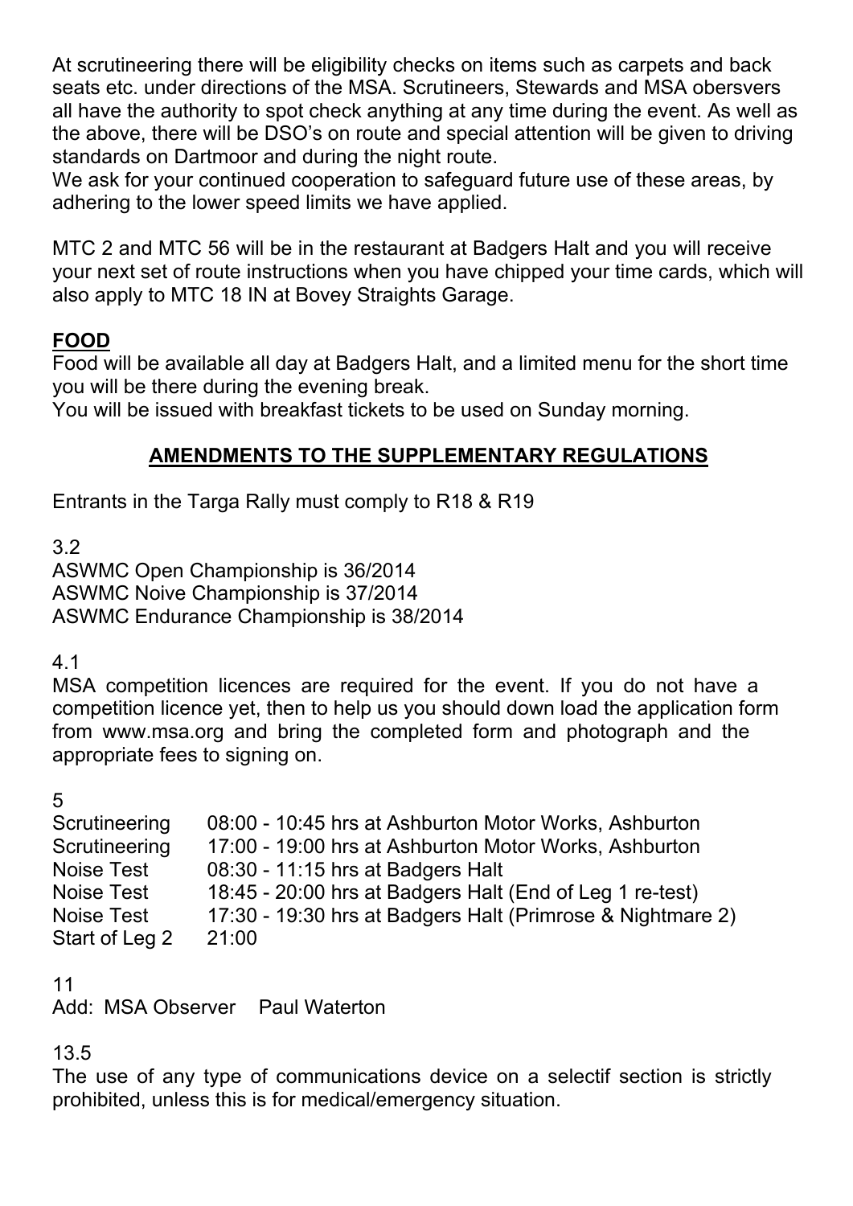At scrutineering there will be eligibility checks on items such as carpets and back seats etc. under directions of the MSA. Scrutineers, Stewards and MSA obersvers all have the authority to spot check anything at any time during the event. As well as the above, there will be DSO's on route and special attention will be given to driving standards on Dartmoor and during the night route.
We ask for your continued cooperation to safeguard future use of these areas, by adhering to the lower speed limits we have applied.

MTC 2 and MTC 56 will be in the restaurant at Badgers Halt and you will receive your next set of route instructions when you have chipped your time cards, which will also apply to MTC 18 IN at Bovey Straights Garage.

## FOOD

Food will be available all day at Badgers Halt, and a limited menu for the short time you will be there during the evening break.
You will be issued with breakfast tickets to be used on Sunday morning.

## AMENDMENTS TO THE SUPPLEMENTARY REGULATIONS

Entrants in the Targa Rally must comply to R18 & R19

3.2
ASWMC Open Championship is 36/2014
ASWMC Noive Championship is 37/2014
ASWMC Endurance Championship is 38/2014

4.1
MSA competition licences are required for the event. If you do not have a competition licence yet, then to help us you should down load the application form from www.msa.org and bring the completed form and photograph and the appropriate fees to signing on.

5

| | |
|---|---|
| Scrutineering | 08:00 - 10:45 hrs at Ashburton Motor Works, Ashburton |
| Scrutineering | 17:00 - 19:00 hrs at Ashburton Motor Works, Ashburton |
| Noise Test | 08:30 - 11:15 hrs at Badgers Halt |
| Noise Test | 18:45 - 20:00 hrs at Badgers Halt (End of Leg 1 re-test) |
| Noise Test | 17:30 - 19:30 hrs at Badgers Halt (Primrose & Nightmare 2) |
| Start of Leg 2 | 21:00 |

11
Add: MSA Observer Paul Waterton

13.5
The use of any type of communications device on a selectif section is strictly prohibited, unless this is for medical/emergency situation.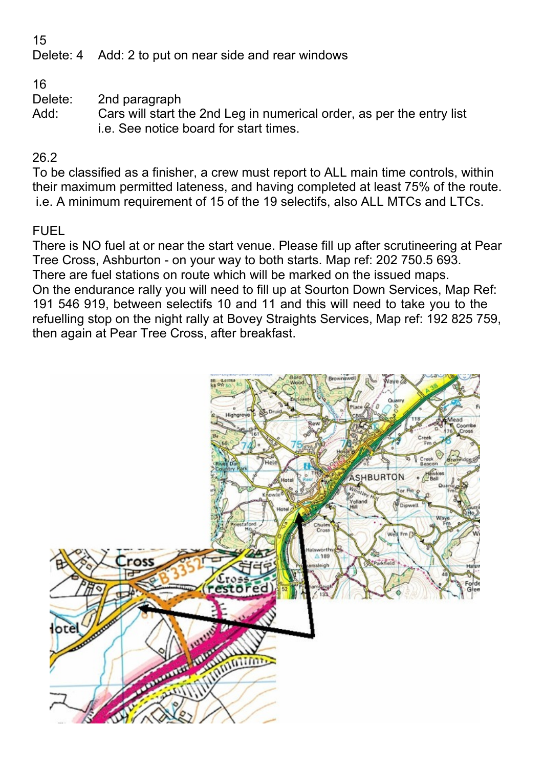15

Delete: 4 Add: 2 to put on near side and rear windows

16

Delete: 2nd paragraph

Add: Cars will start the 2nd Leg in numerical order, as per the entry list i.e. See notice board for start times.

26.2

To be classified as a finisher, a crew must report to ALL main time controls, within their maximum permitted lateness, and having completed at least 75% of the route. i.e. A minimum requirement of 15 of the 19 selectifs, also ALL MTCs and LTCs.

FUEL

There is NO fuel at or near the start venue. Please fill up after scrutineering at Pear Tree Cross, Ashburton - on your way to both starts. Map ref: 202 750.5 693.
There are fuel stations on route which will be marked on the issued maps.
On the endurance rally you will need to fill up at Sourton Down Services, Map Ref: 191 546 919, between selectifs 10 and 11 and this will need to take you to the refuelling stop on the night rally at Bovey Straights Services, Map ref: 192 825 759, then again at Pear Tree Cross, after breakfast.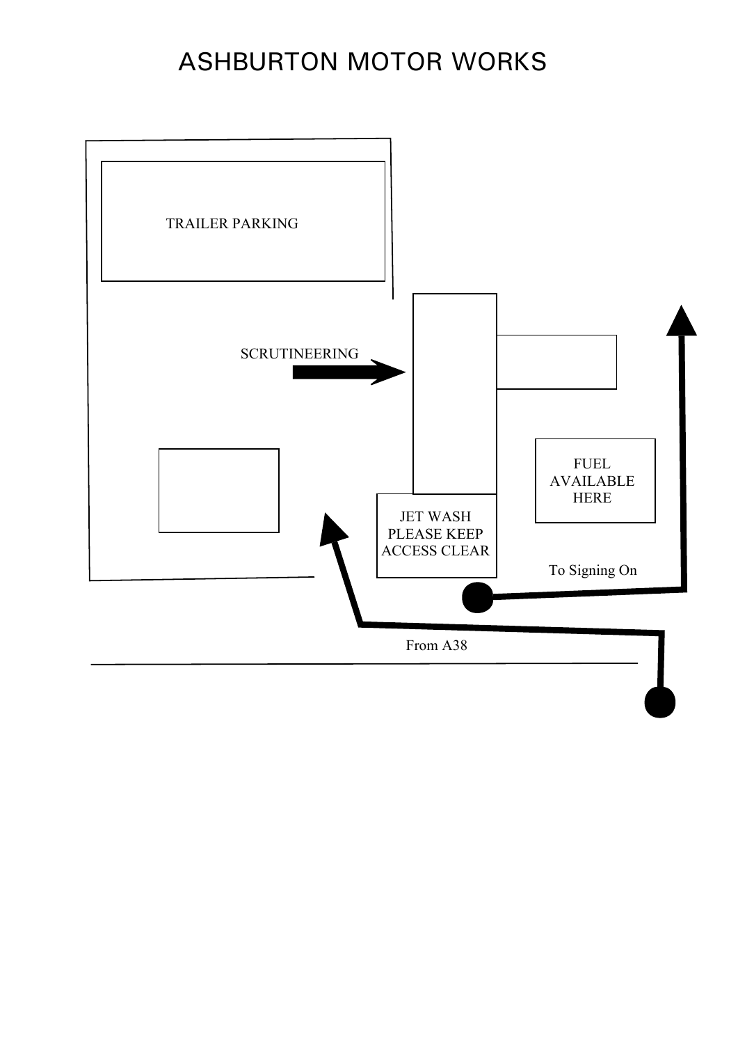# ASHBURTON MOTOR WORKS

TRAILER PARKING

SCRUTINEERING

FUEL AVAILABLE HERE

JET WASH PLEASE KEEP ACCESS CLEAR

To Signing On

From A38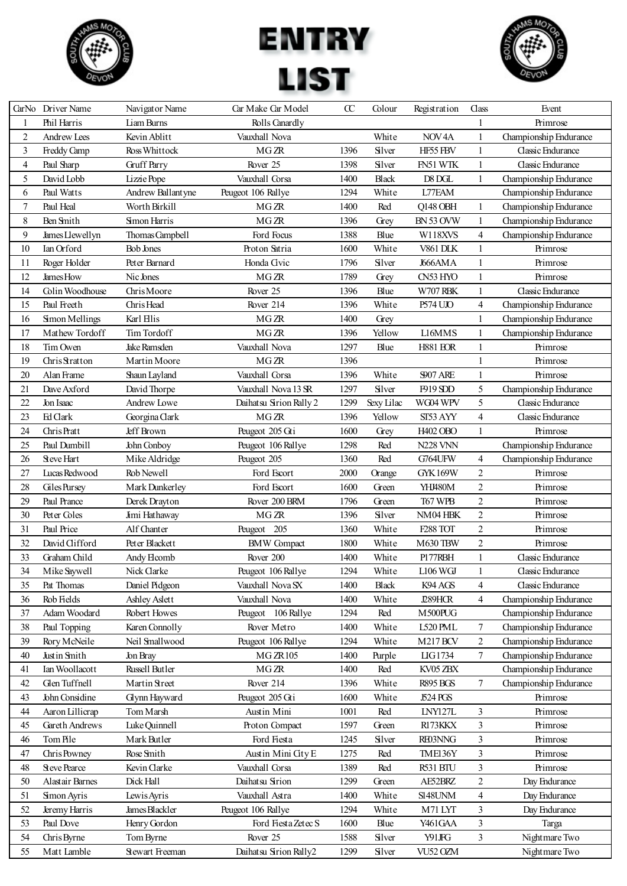# ENTRY LIST

| CarNo | Driver Name | Navigator Name | Car Make Car Model | CC | Colour | Registration | Class | Event |
|---|---|---|---|---|---|---|---|---|
| 1 | Phil Harris | Liam Burns | Rolls Canardly | | | | 1 | Primrose |
| 2 | Andrew Lees | Kevin Ablitt | Vauxhall Nova | | White | NOV 4A | 1 | Championship Endurance |
| 3 | Freddy Camp | Ross Whittock | MG ZR | 1396 | Silver | HF55 FBV | 1 | Classic Endurance |
| 4 | Paul Sharp | Gruff Parry | Rover 25 | 1398 | Silver | FN51 WTK | 1 | Classic Endurance |
| 5 | David Lobb | Lizzie Pope | Vauxhall Corsa | 1400 | Black | D8 DGL | 1 | Championship Endurance |
| 6 | Paul Watts | Andrew Ballantyne | Peugeot 106 Rallye | 1294 | White | L77EAM | | Championship Endurance |
| 7 | Paul Heal | Worth Birkill | MG ZR | 1400 | Red | Q148 OBH | 1 | Championship Endurance |
| 8 | Ben Smith | Simon Harris | MG ZR | 1396 | Grey | BN 53 OVW | 1 | Championship Endurance |
| 9 | James Llewellyn | Thomas Campbell | Ford Focus | 1388 | Blue | W118XVS | 4 | Championship Endurance |
| 10 | Ian Orford | Bob Jones | Proton Satria | 1600 | White | V861 DLK | 1 | Primrose |
| 11 | Roger Holder | Peter Barnard | Honda Civic | 1796 | Silver | J666AMA | 1 | Primrose |
| 12 | James How | Nic Jones | MG ZR | 1789 | Grey | CN53 HYO | 1 | Primrose |
| 14 | Colin Woodhouse | Chris Moore | Rover 25 | 1396 | Blue | W707 RBK | 1 | Classic Endurance |
| 15 | Paul Freeth | Chris Head | Rover 214 | 1396 | White | P574 UJO | 4 | Championship Endurance |
| 16 | Simon Mellings | Karl Ellis | MG ZR | 1400 | Grey | | 1 | Championship Endurance |
| 17 | Mathew Tordoff | Tim Tordoff | MG ZR | 1396 | Yellow | L16MMS | 1 | Championship Endurance |
| 18 | Tim Owen | Jake Ramsden | Vauxhall Nova | 1297 | Blue | H881 EOR | 1 | Primrose |
| 19 | Chris Stratton | Martin Moore | MG ZR | 1396 | | | 1 | Primrose |
| 20 | Alan Frame | Shaun Layland | Vauxhall Corsa | 1396 | White | S907 ARE | 1 | Primrose |
| 21 | Dave Axford | David Thorpe | Vauxhall Nova 13 SR | 1297 | Silver | F919 SDD | 5 | Championship Endurance |
| 22 | Jon Isaac | Andrew Lowe | Daihatsu Sirion Rally 2 | 1299 | Sexy Lilac | WG04 WPV | 5 | Classic Endurance |
| 23 | Ed Clark | Georgina Clark | MG ZR | 1396 | Yellow | ST53 AYY | 4 | Classic Endurance |
| 24 | Chris Pratt | Jeff Brown | Peugeot 205 Gti | 1600 | Grey | H402 OBO | 1 | Primrose |
| 25 | Paul Dumbill | John Conboy | Peugeot 106 Rallye | 1298 | Red | N228 VNN | | Championship Endurance |
| 26 | Steve Hart | Mike Aldridge | Peugeot 205 | 1360 | Red | G764UFW | 4 | Championship Endurance |
| 27 | Lucas Redwood | Rob Newell | Ford Escort | 2000 | Orange | GYK 169W | 2 | Primrose |
| 28 | Giles Pursey | Mark Dunkerley | Ford Escort | 1600 | Green | YHJ480M | 2 | Primrose |
| 29 | Paul Prance | Derek Drayton | Rover 200 BRM | 1796 | Green | T67 WPB | 2 | Primrose |
| 30 | Peter Coles | Jimi Hathaway | MG ZR | 1396 | Silver | NM04 HBK | 2 | Primrose |
| 31 | Paul Price | Alf Chanter | Peugeot 205 | 1360 | White | F288 TOT | 2 | Primrose |
| 32 | David Clifford | Peter Blackett | BMW Compact | 1800 | White | M630 TBW | 2 | Primrose |
| 33 | Graham Child | Andy Elcomb | Rover 200 | 1400 | White | P177RBH | 1 | Classic Endurance |
| 34 | Mike Saywell | Nick Clarke | Peugeot 106 Rallye | 1294 | White | L106 WGJ | 1 | Classic Endurance |
| 35 | Pat Thomas | Daniel Pidgeon | Vauxhall Nova SX | 1400 | Black | K94 AGS | 4 | Classic Endurance |
| 36 | Rob Fields | Ashley Aslett | Vauxhall Nova | 1400 | White | J289HCR | 4 | Championship Endurance |
| 37 | Adam Woodard | Robert Howes | Peugeot 106 Rallye | 1294 | Red | M500PUG | | Championship Endurance |
| 38 | Paul Topping | Karen Connolly | Rover Metro | 1400 | White | L520 PML | 7 | Championship Endurance |
| 39 | Rory McNeile | Neil Smallwood | Peugeot 106 Rallye | 1294 | White | M217 BCV | 2 | Championship Endurance |
| 40 | Justin Smith | Jon Bray | MG ZR 105 | 1400 | Purple | LIG 1734 | 7 | Championship Endurance |
| 41 | Ian Woollacott | Russell Butler | MG ZR | 1400 | Red | KV05 ZBX | | Championship Endurance |
| 42 | Glen Tuffnell | Martin Street | Rover 214 | 1396 | White | R895 BGS | 7 | Championship Endurance |
| 43 | John Considine | Glynn Hayward | Peugeot 205 Gti | 1600 | White | J524 PGS | | Primrose |
| 44 | Aaron Lillicrap | Tom Marsh | Austin Mini | 1001 | Red | LNY127L | 3 | Primrose |
| 45 | Gareth Andrews | Luke Quinnell | Proton Compact | 1597 | Green | R173KKX | 3 | Primrose |
| 46 | Tom Pile | Mark Butler | Ford Fiesta | 1245 | Silver | RE03NNG | 3 | Primrose |
| 47 | Chris Powney | Rose Smith | Austin Mini City E | 1275 | Red | TME136Y | 3 | Primrose |
| 48 | Steve Pearce | Kevin Clarke | Vauxhall Corsa | 1389 | Red | R531 BTU | 3 | Primrose |
| 50 | Alastair Barnes | Dick Hall | Daihatsu Sirion | 1299 | Green | AE52BRZ | 2 | Day Endurance |
| 51 | Simon Ayris | Lewis Ayris | Vauxhall Astra | 1400 | White | S148UNM | 4 | Day Endurance |
| 52 | Jeremy Harris | James Blackler | Peugeot 106 Rallye | 1294 | White | M71 LYT | 3 | Day Endurance |
| 53 | Paul Dove | Henry Gordon | Ford Fiesta Zetec S | 1600 | Blue | Y461GAA | 3 | Targa |
| 54 | Chris Byrne | Tom Byrne | Rover 25 | 1588 | Silver | Y91JFG | 3 | Nightmare Two |
| 55 | Matt Lamble | Stewart Freeman | Daihatsu Sirion Rally2 | 1299 | Silver | VU52 OZM | | Nightmare Two |